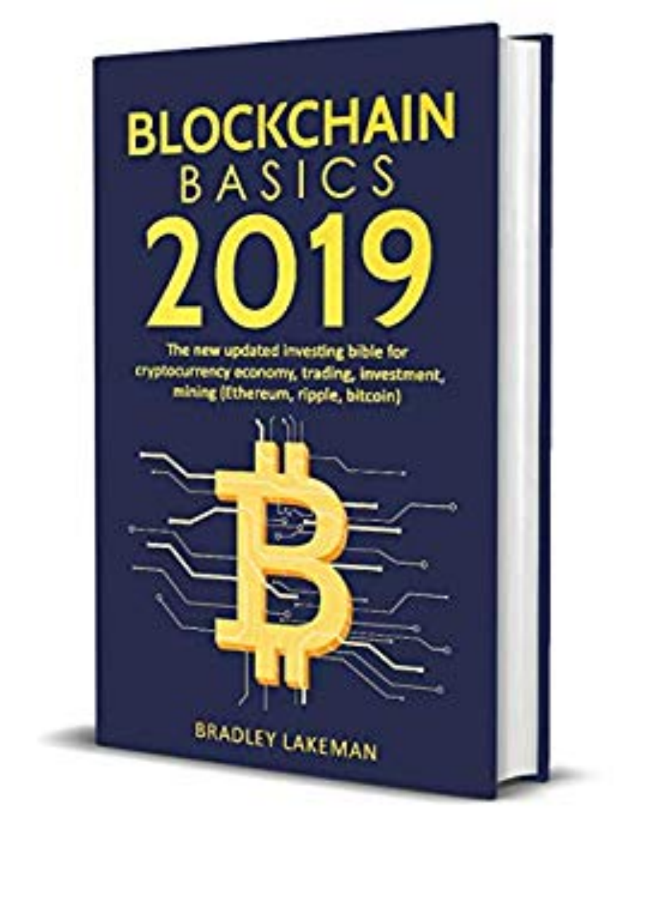# BLOCKCHAIN BASICS 2019

The new updated investing bible for cryptocurrency economy, trading, investment, mining (Ethereum, ripple, bitcoin)

BRADLEY LAKEMAN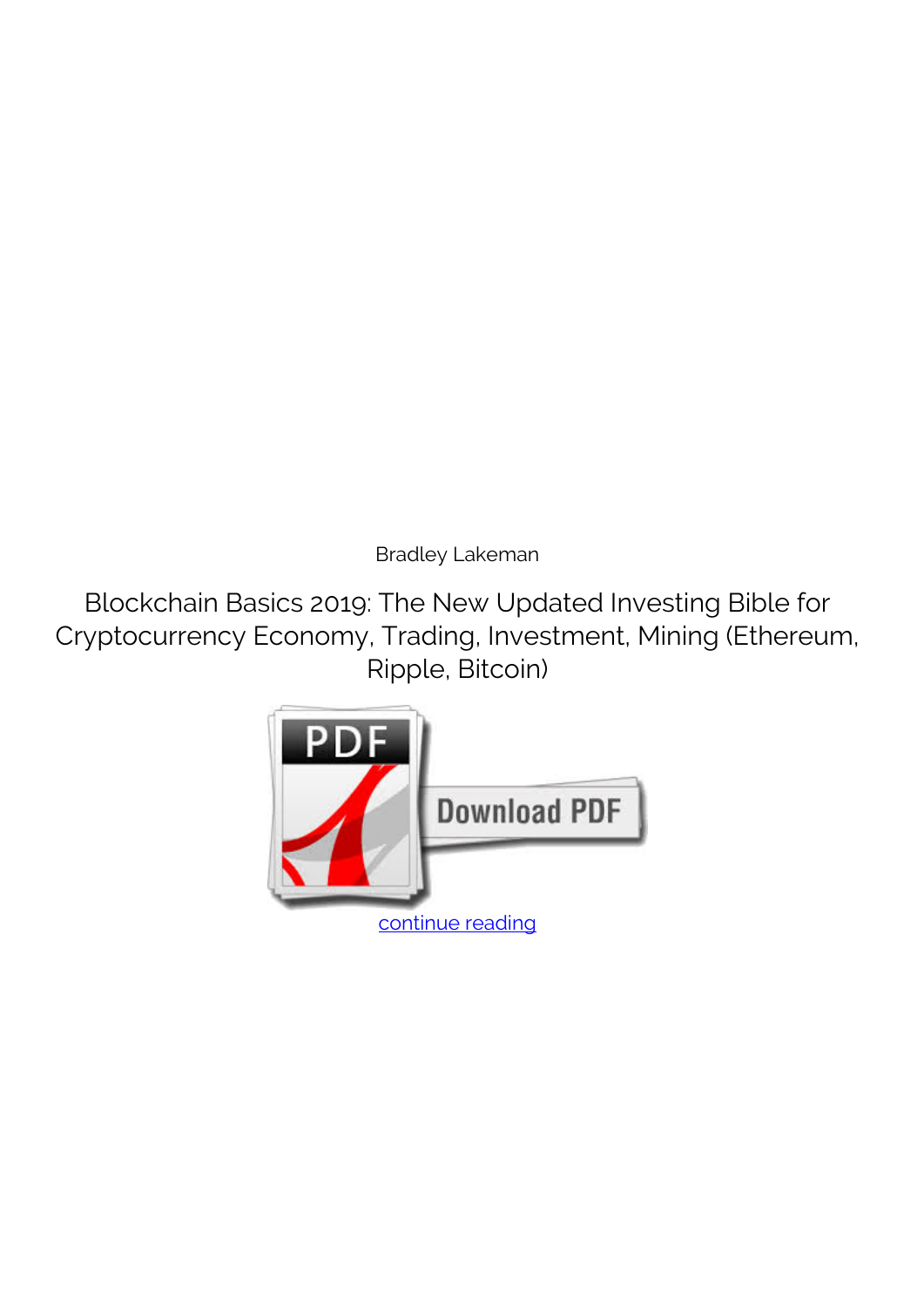Bradley Lakeman

Blockchain Basics 2019: The New Updated Investing Bible for Cryptocurrency Economy, Trading, Investment, Mining (Ethereum, Ripple, Bitcoin)

continue reading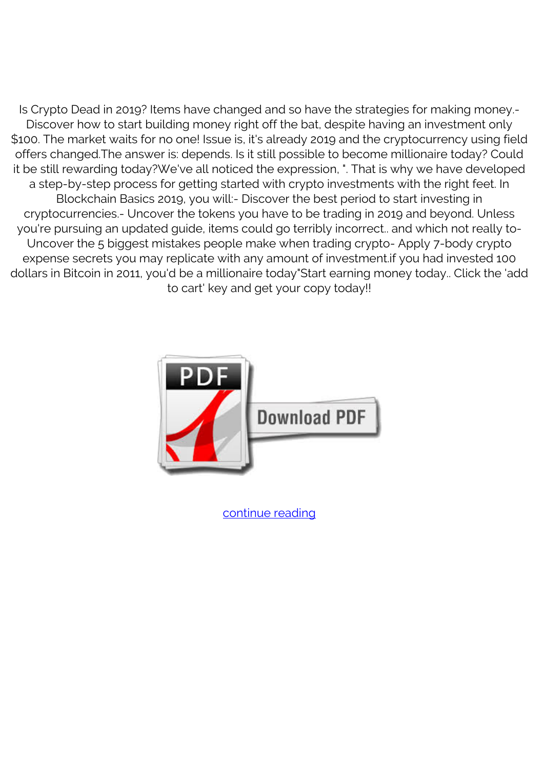Is Crypto Dead in 2019? Items have changed and so have the strategies for making money.- Discover how to start building money right off the bat, despite having an investment only $100. The market waits for no one! Issue is, it's already 2019 and the cryptocurrency using field offers changed.The answer is: depends. Is it still possible to become millionaire today? Could it be still rewarding today?We've all noticed the expression, ". That is why we have developed a step-by-step process for getting started with crypto investments with the right feet. In Blockchain Basics 2019, you will:- Discover the best period to start investing in cryptocurrencies.- Uncover the tokens you have to be trading in 2019 and beyond. Unless you're pursuing an updated guide, items could go terribly incorrect.. and which not really to- Uncover the 5 biggest mistakes people make when trading crypto- Apply 7-body crypto expense secrets you may replicate with any amount of investment.if you had invested 100 dollars in Bitcoin in 2011, you'd be a millionaire today"Start earning money today.. Click the 'add to cart' key and get your copy today!!

Download PDF

continue reading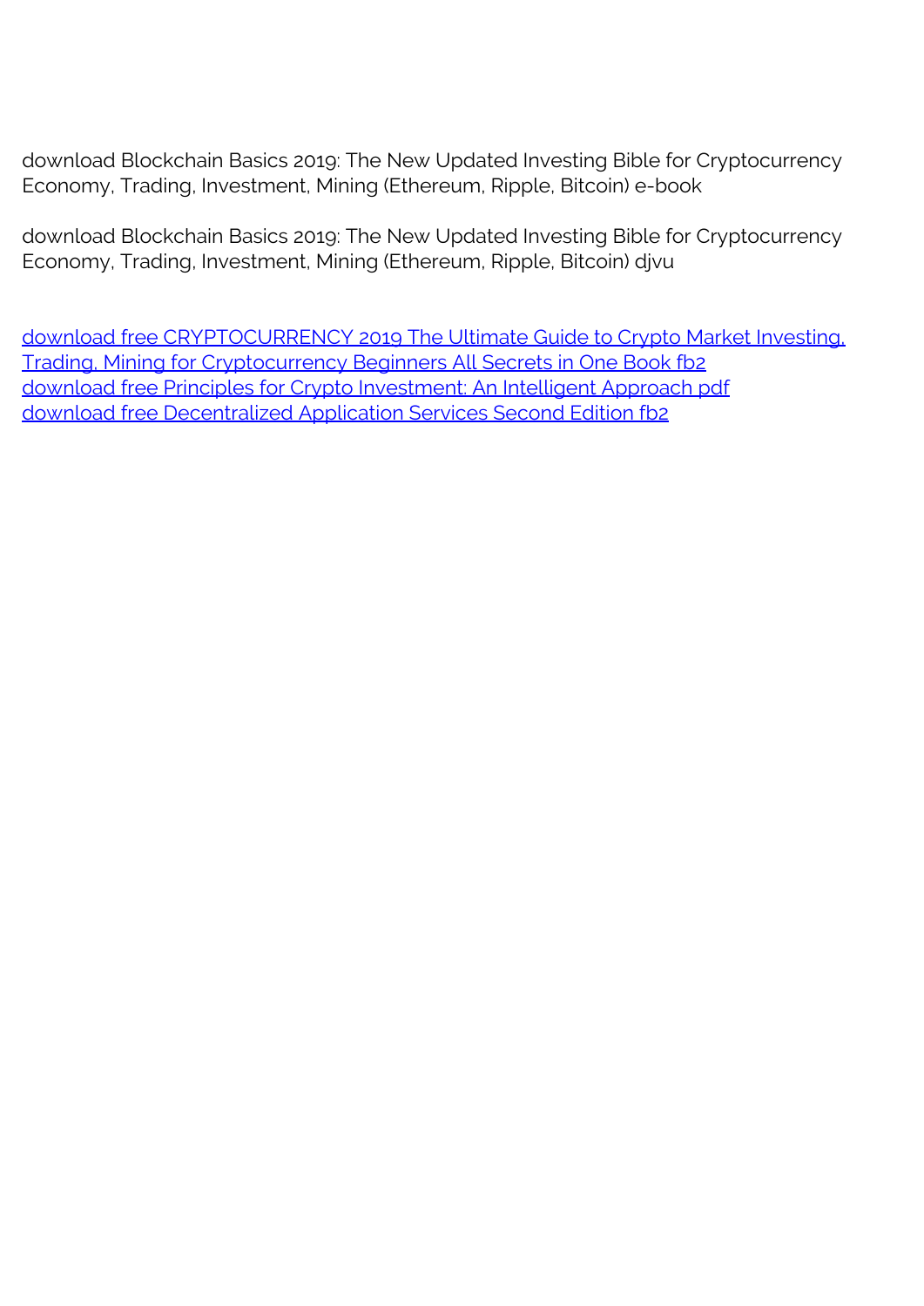download Blockchain Basics 2019: The New Updated Investing Bible for Cryptocurrency Economy, Trading, Investment, Mining (Ethereum, Ripple, Bitcoin) e-book

download Blockchain Basics 2019: The New Updated Investing Bible for Cryptocurrency Economy, Trading, Investment, Mining (Ethereum, Ripple, Bitcoin) djvu

download free CRYPTOCURRENCY 2019 The Ultimate Guide to Crypto Market Investing, Trading, Mining for Cryptocurrency Beginners All Secrets in One Book fb2
download free Principles for Crypto Investment: An Intelligent Approach pdf
download free Decentralized Application Services Second Edition fb2